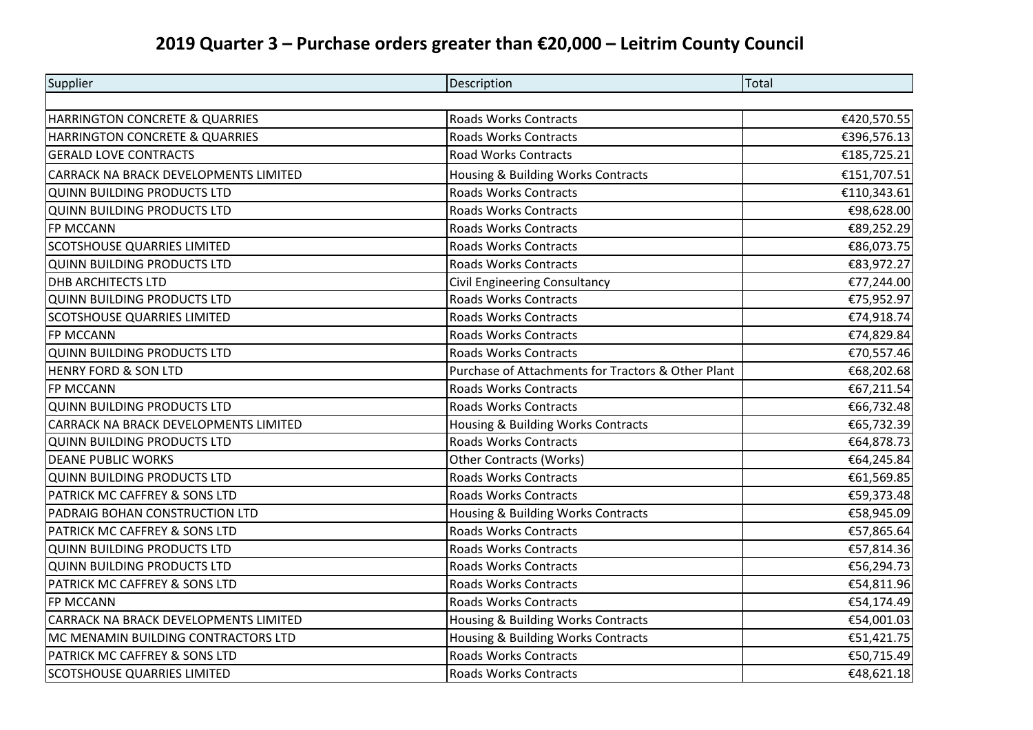# 2019 Quarter 3 – Purchase orders greater than €20,000 – Leitrim County Council

| Supplier | Description | Total |
|---|---|---|
| | | |
| HARRINGTON CONCRETE & QUARRIES | Roads Works Contracts | €420,570.55 |
| HARRINGTON CONCRETE & QUARRIES | Roads Works Contracts | €396,576.13 |
| GERALD LOVE CONTRACTS | Road Works Contracts | €185,725.21 |
| CARRACK NA BRACK DEVELOPMENTS LIMITED | Housing & Building Works Contracts | €151,707.51 |
| QUINN BUILDING PRODUCTS LTD | Roads Works Contracts | €110,343.61 |
| QUINN BUILDING PRODUCTS LTD | Roads Works Contracts | €98,628.00 |
| FP MCCANN | Roads Works Contracts | €89,252.29 |
| SCOTSHOUSE QUARRIES LIMITED | Roads Works Contracts | €86,073.75 |
| QUINN BUILDING PRODUCTS LTD | Roads Works Contracts | €83,972.27 |
| DHB ARCHITECTS LTD | Civil Engineering Consultancy | €77,244.00 |
| QUINN BUILDING PRODUCTS LTD | Roads Works Contracts | €75,952.97 |
| SCOTSHOUSE QUARRIES LIMITED | Roads Works Contracts | €74,918.74 |
| FP MCCANN | Roads Works Contracts | €74,829.84 |
| QUINN BUILDING PRODUCTS LTD | Roads Works Contracts | €70,557.46 |
| HENRY FORD & SON LTD | Purchase of Attachments for Tractors & Other Plant | €68,202.68 |
| FP MCCANN | Roads Works Contracts | €67,211.54 |
| QUINN BUILDING PRODUCTS LTD | Roads Works Contracts | €66,732.48 |
| CARRACK NA BRACK DEVELOPMENTS LIMITED | Housing & Building Works Contracts | €65,732.39 |
| QUINN BUILDING PRODUCTS LTD | Roads Works Contracts | €64,878.73 |
| DEANE PUBLIC WORKS | Other Contracts (Works) | €64,245.84 |
| QUINN BUILDING PRODUCTS LTD | Roads Works Contracts | €61,569.85 |
| PATRICK MC CAFFREY & SONS LTD | Roads Works Contracts | €59,373.48 |
| PADRAIG BOHAN CONSTRUCTION LTD | Housing & Building Works Contracts | €58,945.09 |
| PATRICK MC CAFFREY & SONS LTD | Roads Works Contracts | €57,865.64 |
| QUINN BUILDING PRODUCTS LTD | Roads Works Contracts | €57,814.36 |
| QUINN BUILDING PRODUCTS LTD | Roads Works Contracts | €56,294.73 |
| PATRICK MC CAFFREY & SONS LTD | Roads Works Contracts | €54,811.96 |
| FP MCCANN | Roads Works Contracts | €54,174.49 |
| CARRACK NA BRACK DEVELOPMENTS LIMITED | Housing & Building Works Contracts | €54,001.03 |
| MC MENAMIN BUILDING CONTRACTORS LTD | Housing & Building Works Contracts | €51,421.75 |
| PATRICK MC CAFFREY & SONS LTD | Roads Works Contracts | €50,715.49 |
| SCOTSHOUSE QUARRIES LIMITED | Roads Works Contracts | €48,621.18 |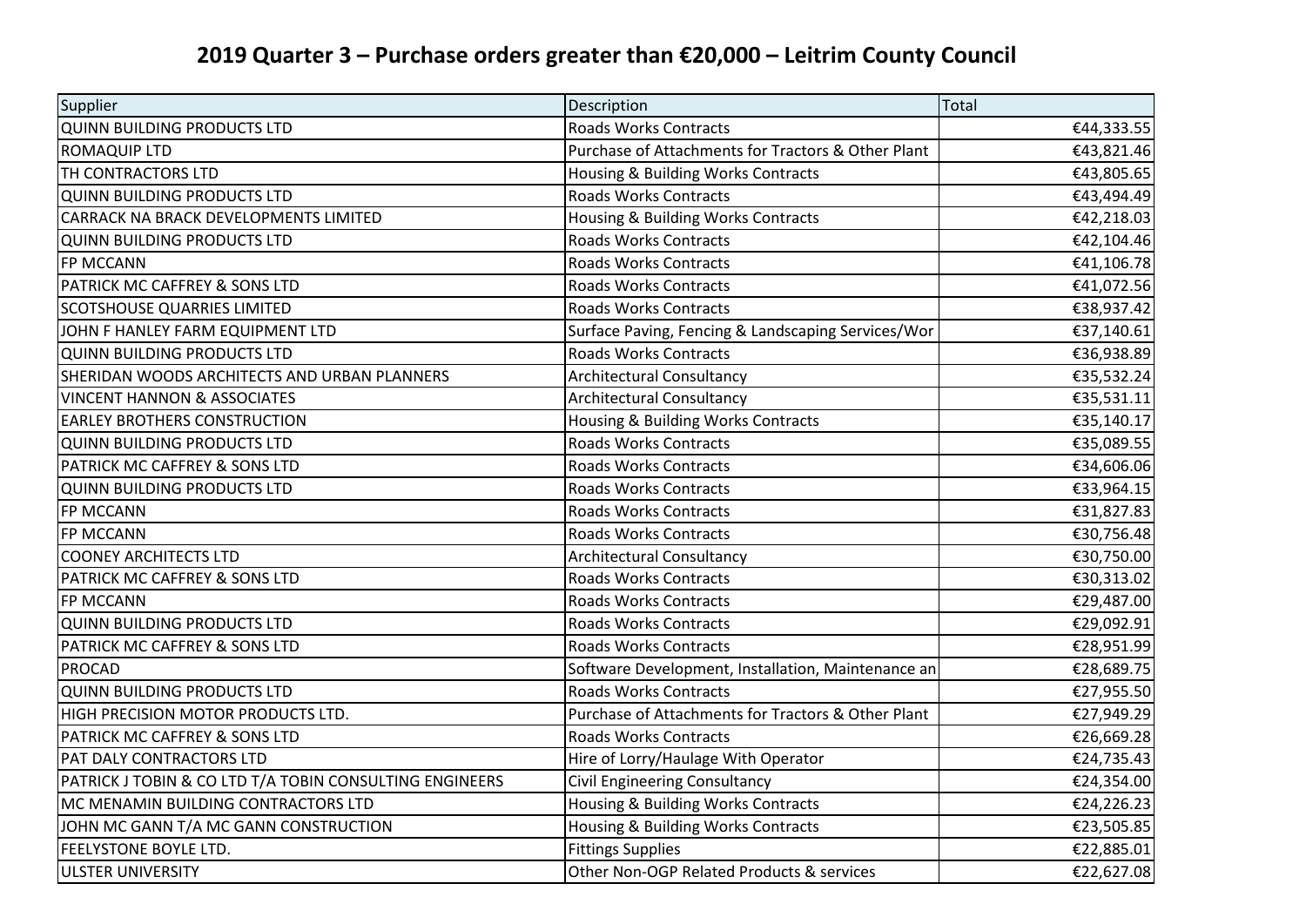## 2019 Quarter 3 – Purchase orders greater than €20,000 – Leitrim County Council

| Supplier | Description | Total |
|---|---|---|
| QUINN BUILDING PRODUCTS LTD | Roads Works Contracts | €44,333.55 |
| ROMAQUIP LTD | Purchase of Attachments for Tractors & Other Plant | €43,821.46 |
| TH CONTRACTORS LTD | Housing & Building Works Contracts | €43,805.65 |
| QUINN BUILDING PRODUCTS LTD | Roads Works Contracts | €43,494.49 |
| CARRACK NA BRACK DEVELOPMENTS LIMITED | Housing & Building Works Contracts | €42,218.03 |
| QUINN BUILDING PRODUCTS LTD | Roads Works Contracts | €42,104.46 |
| FP MCCANN | Roads Works Contracts | €41,106.78 |
| PATRICK MC CAFFREY & SONS LTD | Roads Works Contracts | €41,072.56 |
| SCOTSHOUSE QUARRIES LIMITED | Roads Works Contracts | €38,937.42 |
| JOHN F HANLEY FARM EQUIPMENT LTD | Surface Paving, Fencing & Landscaping Services/Wor | €37,140.61 |
| QUINN BUILDING PRODUCTS LTD | Roads Works Contracts | €36,938.89 |
| SHERIDAN WOODS ARCHITECTS AND URBAN PLANNERS | Architectural Consultancy | €35,532.24 |
| VINCENT HANNON & ASSOCIATES | Architectural Consultancy | €35,531.11 |
| EARLEY BROTHERS CONSTRUCTION | Housing & Building Works Contracts | €35,140.17 |
| QUINN BUILDING PRODUCTS LTD | Roads Works Contracts | €35,089.55 |
| PATRICK MC CAFFREY & SONS LTD | Roads Works Contracts | €34,606.06 |
| QUINN BUILDING PRODUCTS LTD | Roads Works Contracts | €33,964.15 |
| FP MCCANN | Roads Works Contracts | €31,827.83 |
| FP MCCANN | Roads Works Contracts | €30,756.48 |
| COONEY ARCHITECTS LTD | Architectural Consultancy | €30,750.00 |
| PATRICK MC CAFFREY & SONS LTD | Roads Works Contracts | €30,313.02 |
| FP MCCANN | Roads Works Contracts | €29,487.00 |
| QUINN BUILDING PRODUCTS LTD | Roads Works Contracts | €29,092.91 |
| PATRICK MC CAFFREY & SONS LTD | Roads Works Contracts | €28,951.99 |
| PROCAD | Software Development, Installation, Maintenance an | €28,689.75 |
| QUINN BUILDING PRODUCTS LTD | Roads Works Contracts | €27,955.50 |
| HIGH PRECISION MOTOR PRODUCTS LTD. | Purchase of Attachments for Tractors & Other Plant | €27,949.29 |
| PATRICK MC CAFFREY & SONS LTD | Roads Works Contracts | €26,669.28 |
| PAT DALY CONTRACTORS LTD | Hire of Lorry/Haulage With Operator | €24,735.43 |
| PATRICK J TOBIN & CO LTD T/A TOBIN CONSULTING ENGINEERS | Civil Engineering Consultancy | €24,354.00 |
| MC MENAMIN BUILDING CONTRACTORS LTD | Housing & Building Works Contracts | €24,226.23 |
| JOHN MC GANN T/A MC GANN CONSTRUCTION | Housing & Building Works Contracts | €23,505.85 |
| FEELYSTONE BOYLE LTD. | Fittings Supplies | €22,885.01 |
| ULSTER UNIVERSITY | Other Non-OGP Related Products & services | €22,627.08 |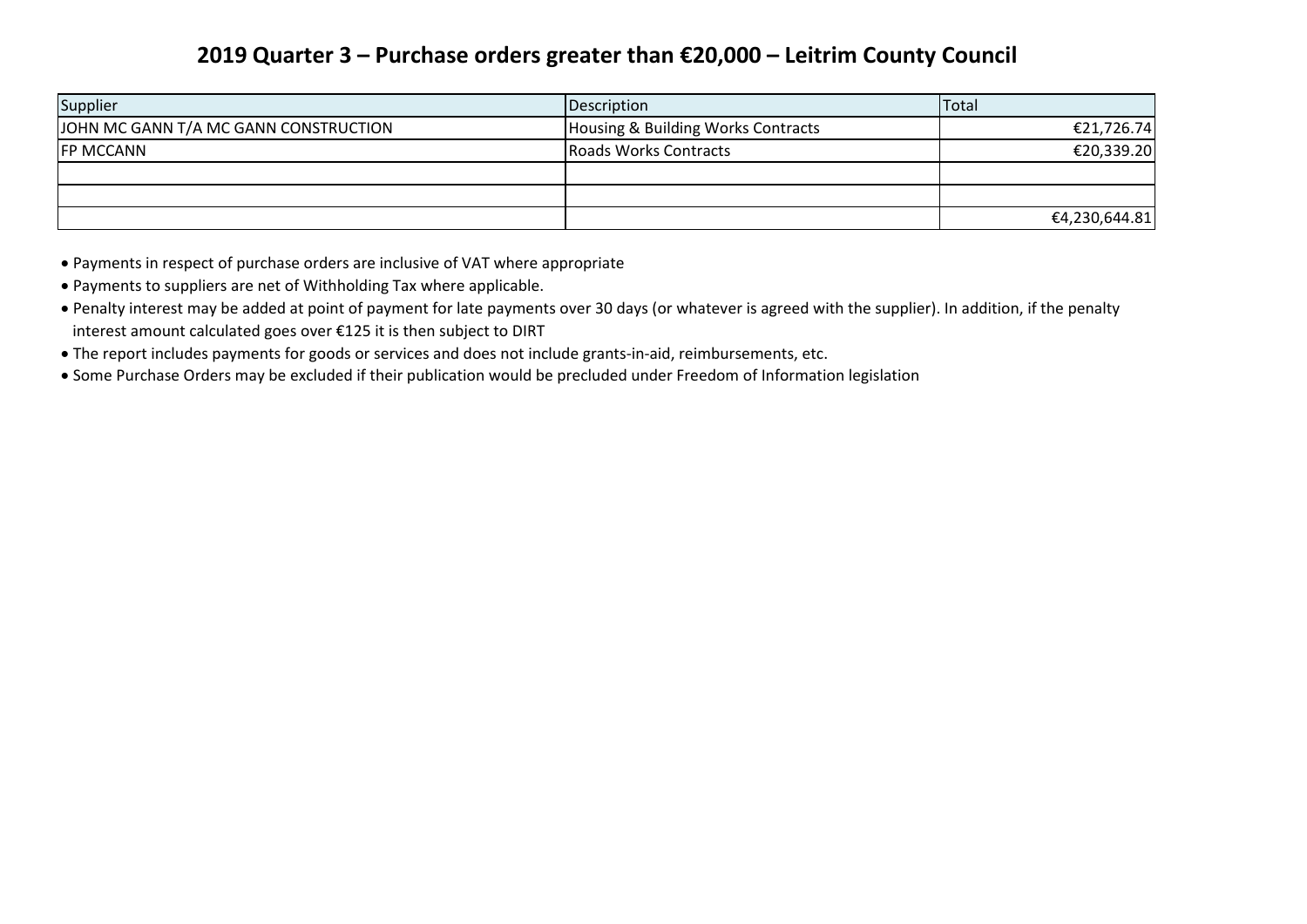# 2019 Quarter 3 – Purchase orders greater than €20,000 – Leitrim County Council

| Supplier | Description | Total |
|---|---|---|
| JOHN MC GANN T/A MC GANN CONSTRUCTION | Housing & Building Works Contracts | €21,726.74 |
| FP MCCANN | Roads Works Contracts | €20,339.20 |
| | | |
| | | |
| | | €4,230,644.81 |

- Payments in respect of purchase orders are inclusive of VAT where appropriate
- Payments to suppliers are net of Withholding Tax where applicable.
- Penalty interest may be added at point of payment for late payments over 30 days (or whatever is agreed with the supplier). In addition, if the penalty interest amount calculated goes over €125 it is then subject to DIRT
- The report includes payments for goods or services and does not include grants-in-aid, reimbursements, etc.
- Some Purchase Orders may be excluded if their publication would be precluded under Freedom of Information legislation